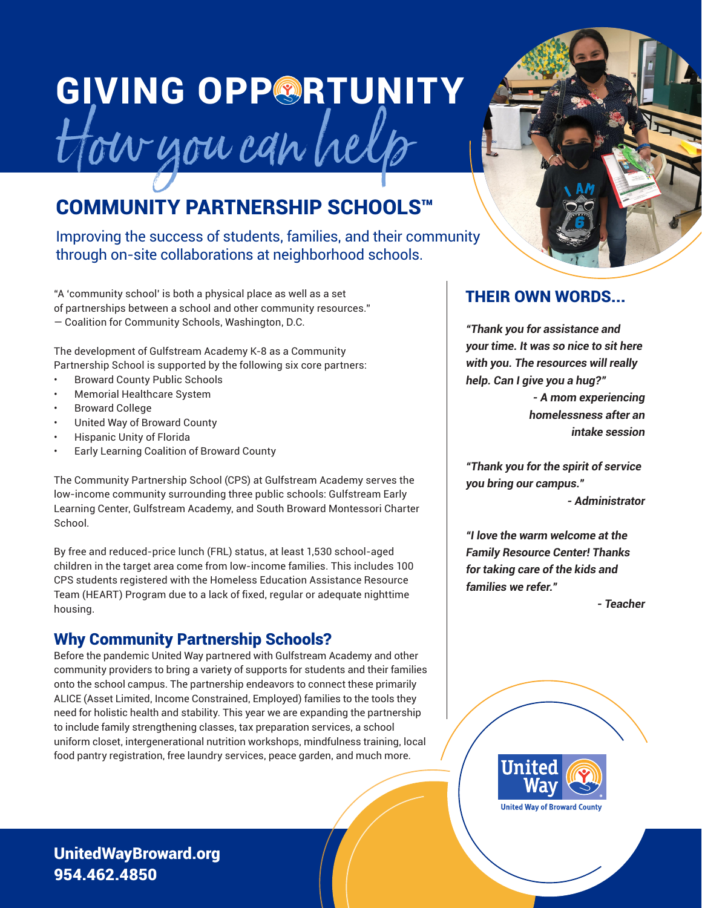# GIVING OPPORTUNITY

## How you can help

## COMMUNITY PARTNERSHIP SCHOOLS™

Improving the success of students, families, and their community through on-site collaborations at neighborhood schools.

"A 'community school' is both a physical place as well as a set of partnerships between a school and other community resources."
— Coalition for Community Schools, Washington, D.C.

The development of Gulfstream Academy K-8 as a Community Partnership School is supported by the following six core partners:

- Broward County Public Schools
- Memorial Healthcare System
- Broward College
- United Way of Broward County
- Hispanic Unity of Florida
- Early Learning Coalition of Broward County

The Community Partnership School (CPS) at Gulfstream Academy serves the low-income community surrounding three public schools: Gulfstream Early Learning Center, Gulfstream Academy, and South Broward Montessori Charter School.

By free and reduced-price lunch (FRL) status, at least 1,530 school-aged children in the target area come from low-income families. This includes 100 CPS students registered with the Homeless Education Assistance Resource Team (HEART) Program due to a lack of fixed, regular or adequate nighttime housing.

### Why Community Partnership Schools?

Before the pandemic United Way partnered with Gulfstream Academy and other community providers to bring a variety of supports for students and their families onto the school campus. The partnership endeavors to connect these primarily ALICE (Asset Limited, Income Constrained, Employed) families to the tools they need for holistic health and stability. This year we are expanding the partnership to include family strengthening classes, tax preparation services, a school uniform closet, intergenerational nutrition workshops, mindfulness training, local food pantry registration, free laundry services, peace garden, and much more.

### THEIR OWN WORDS...

***"Thank you for assistance and your time. It was so nice to sit here with you. The resources will really help. Can I give you a hug?"***
***- A mom experiencing homelessness after an intake session***

***"Thank you for the spirit of service you bring our campus."***
***- Administrator***

***"I love the warm welcome at the Family Resource Center! Thanks for taking care of the kids and families we refer."***
***- Teacher***

United Way of Broward County

**UnitedWayBroward.org**
**954.462.4850**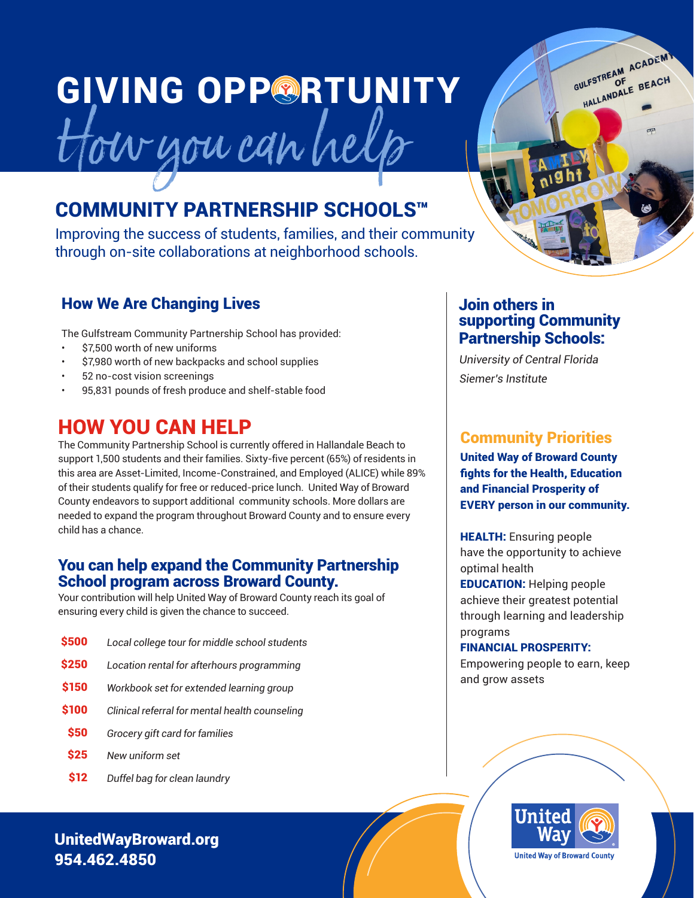# GIVING OPPORTUNITY

*How you can help*

## COMMUNITY PARTNERSHIP SCHOOLS™

Improving the success of students, families, and their community through on-site collaborations at neighborhood schools.

### How We Are Changing Lives

The Gulfstream Community Partnership School has provided:

- $7,500 worth of new uniforms
- $7,980 worth of new backpacks and school supplies
- 52 no-cost vision screenings
- 95,831 pounds of fresh produce and shelf-stable food

## HOW YOU CAN HELP

The Community Partnership School is currently offered in Hallandale Beach to support 1,500 students and their families. Sixty-five percent (65%) of residents in this area are Asset-Limited, Income-Constrained, and Employed (ALICE) while 89% of their students qualify for free or reduced-price lunch. United Way of Broward County endeavors to support additional community schools. More dollars are needed to expand the program throughout Broward County and to ensure every child has a chance.

### You can help expand the Community Partnership School program across Broward County.

Your contribution will help United Way of Broward County reach its goal of ensuring every child is given the chance to succeed.

| | |
|---|---|
| **$500** | *Local college tour for middle school students* |
| **$250** | *Location rental for afterhours programming* |
| **$150** | *Workbook set for extended learning group* |
| **$100** | *Clinical referral for mental health counseling* |
| **$50** | *Grocery gift card for families* |
| **$25** | *New uniform set* |
| **$12** | *Duffel bag for clean laundry* |

### Join others in supporting Community Partnership Schools:

*University of Central Florida*

*Siemer's Institute*

### Community Priorities

**United Way of Broward County fights for the Health, Education and Financial Prosperity of EVERY person in our community.**

**HEALTH:** Ensuring people have the opportunity to achieve optimal health

**EDUCATION:** Helping people achieve their greatest potential through learning and leadership programs

**FINANCIAL PROSPERITY:** Empowering people to earn, keep and grow assets

**UnitedWayBroward.org**
**954.462.4850**

United Way of Broward County